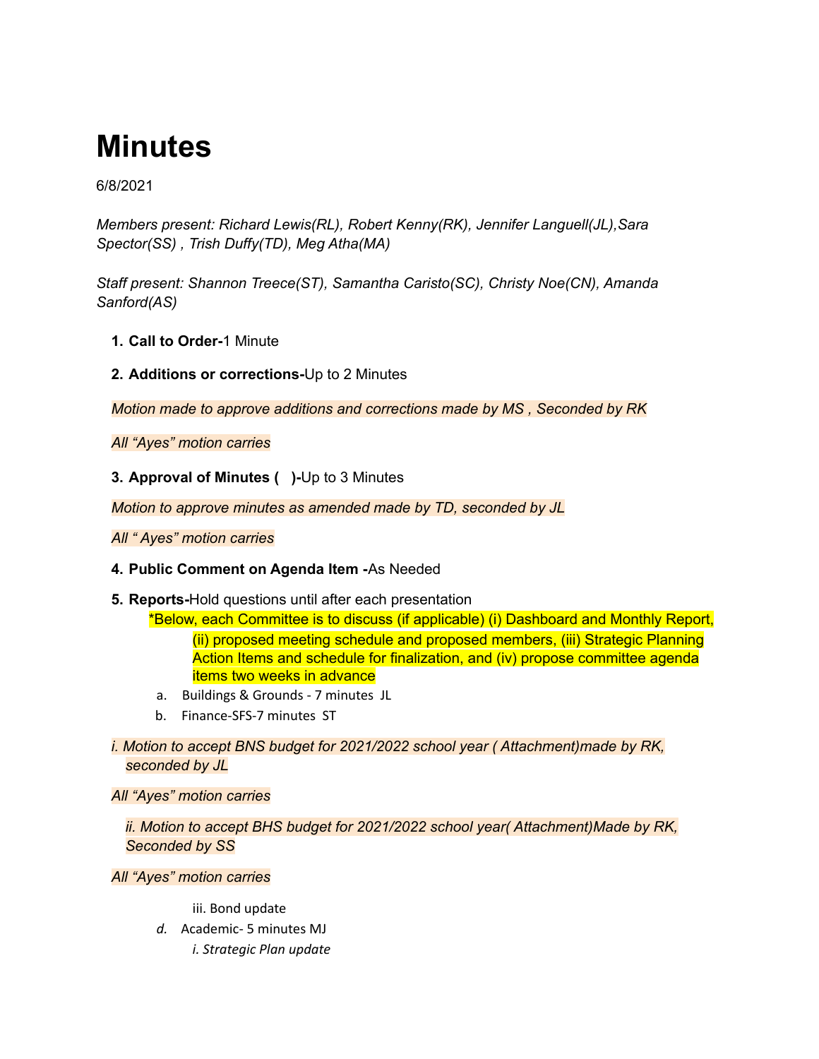# Minutes

6/8/2021

*Members present: Richard Lewis(RL), Robert Kenny(RK), Jennifer Languell(JL),Sara Spector(SS) , Trish Duffy(TD), Meg Atha(MA)*

*Staff present: Shannon Treece(ST), Samantha Caristo(SC), Christy Noe(CN), Amanda Sanford(AS)*

1. **Call to Order-**1 Minute

2. **Additions or corrections-**Up to 2 Minutes

*Motion made to approve additions and corrections made by MS , Seconded by RK*

*All "Ayes" motion carries*

3. **Approval of Minutes (   )-**Up to 3 Minutes

*Motion to approve minutes as amended made by TD, seconded by JL*

*All " Ayes" motion carries*

4. **Public Comment on Agenda Item -**As Needed

5. **Reports-**Hold questions until after each presentation

   *Below, each Committee is to discuss (if applicable) (i) Dashboard and Monthly Report, (ii) proposed meeting schedule and proposed members, (iii) Strategic Planning Action Items and schedule for finalization, and (iv) propose committee agenda items two weeks in advance

   a. Buildings & Grounds - 7 minutes JL
   b. Finance-SFS-7 minutes ST

*i. Motion to accept BNS budget for 2021/2022 school year ( Attachment)made by RK, seconded by JL*

*All "Ayes" motion carries*

*ii. Motion to accept BHS budget for 2021/2022 school year( Attachment)Made by RK, Seconded by SS*

*All "Ayes" motion carries*

iii. Bond update

*d.* Academic- 5 minutes MJ

*i. Strategic Plan update*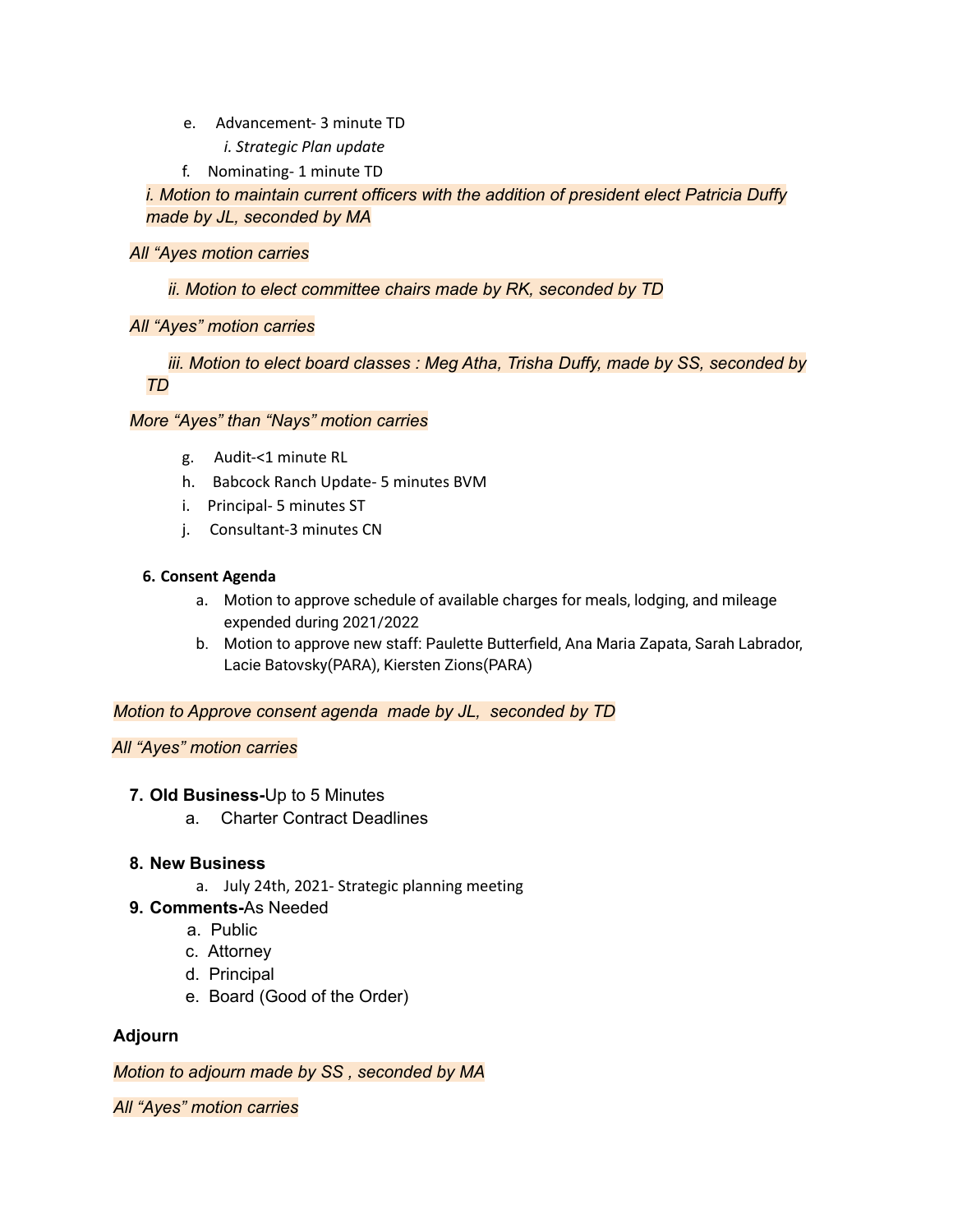e. Advancement- 3 minute TD

   *i. Strategic Plan update*

f. Nominating- 1 minute TD

*i. Motion to maintain current officers with the addition of president elect Patricia Duffy made by JL, seconded by MA*

*All "Ayes motion carries*

*ii. Motion to elect committee chairs made by RK, seconded by TD*

*All "Ayes" motion carries*

*iii. Motion to elect board classes : Meg Atha, Trisha Duffy, made by SS, seconded by TD*

*More "Ayes" than "Nays" motion carries*

g. Audit-<1 minute RL

h. Babcock Ranch Update- 5 minutes BVM

i. Principal- 5 minutes ST

j. Consultant-3 minutes CN

**6. Consent Agenda**

a. Motion to approve schedule of available charges for meals, lodging, and mileage expended during 2021/2022

b. Motion to approve new staff: Paulette Butterfield, Ana Maria Zapata, Sarah Labrador, Lacie Batovsky(PARA), Kiersten Zions(PARA)

*Motion to Approve consent agenda made by JL, seconded by TD*

*All "Ayes" motion carries*

**7. Old Business-**Up to 5 Minutes

a. Charter Contract Deadlines

**8. New Business**

a. July 24th, 2021- Strategic planning meeting

**9. Comments-**As Needed

a. Public

c. Attorney

d. Principal

e. Board (Good of the Order)

**Adjourn**

*Motion to adjourn made by SS , seconded by MA*

*All "Ayes" motion carries*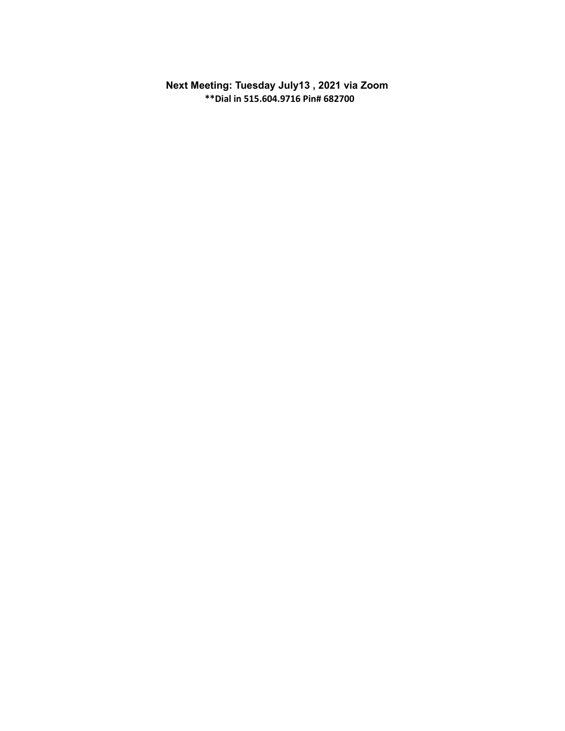**Next Meeting: Tuesday July13 , 2021 via Zoom**

****Dial in 515.604.9716 Pin# 682700**